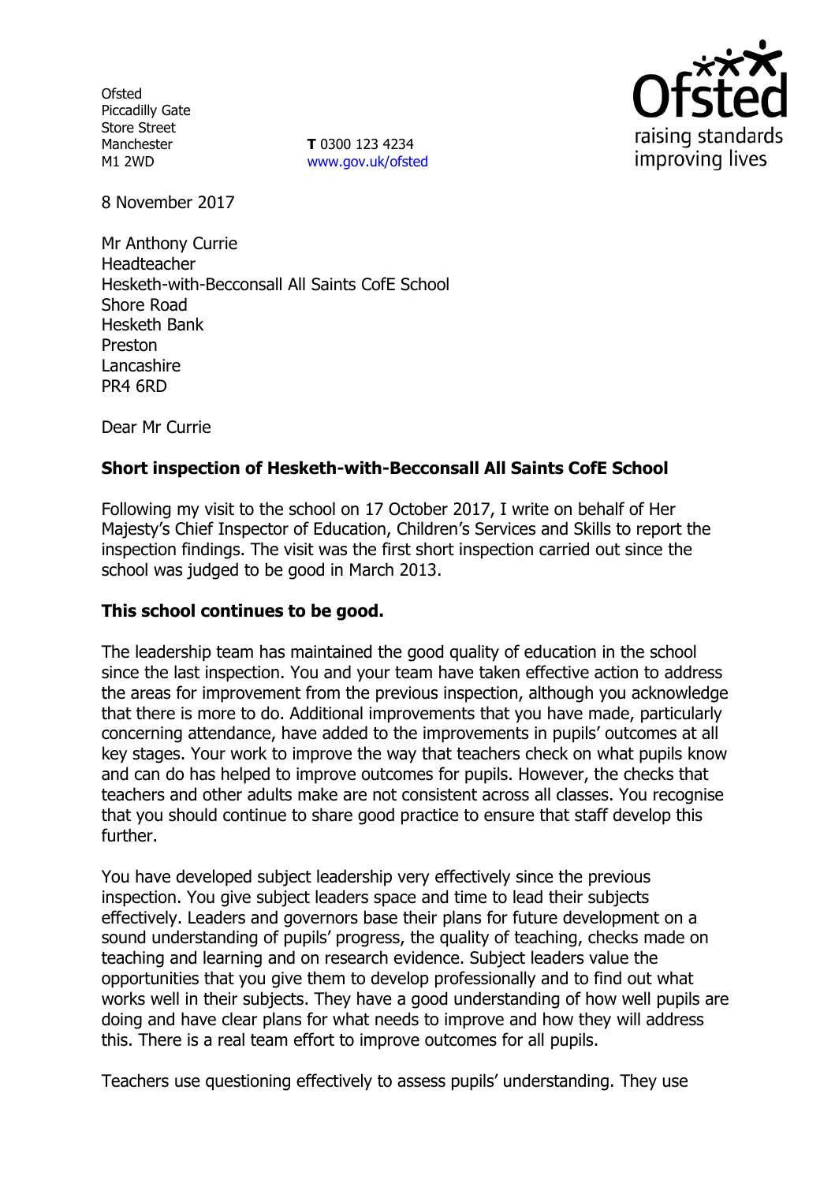Ofsted
Piccadilly Gate
Store Street
Manchester
M1 2WD

**T** 0300 123 4234
www.gov.uk/ofsted

8 November 2017

Mr Anthony Currie
Headteacher
Hesketh-with-Becconsall All Saints CofE School
Shore Road
Hesketh Bank
Preston
Lancashire
PR4 6RD

Dear Mr Currie

**Short inspection of Hesketh-with-Becconsall All Saints CofE School**

Following my visit to the school on 17 October 2017, I write on behalf of Her Majesty's Chief Inspector of Education, Children's Services and Skills to report the inspection findings. The visit was the first short inspection carried out since the school was judged to be good in March 2013.

**This school continues to be good.**

The leadership team has maintained the good quality of education in the school since the last inspection. You and your team have taken effective action to address the areas for improvement from the previous inspection, although you acknowledge that there is more to do. Additional improvements that you have made, particularly concerning attendance, have added to the improvements in pupils' outcomes at all key stages. Your work to improve the way that teachers check on what pupils know and can do has helped to improve outcomes for pupils. However, the checks that teachers and other adults make are not consistent across all classes. You recognise that you should continue to share good practice to ensure that staff develop this further.

You have developed subject leadership very effectively since the previous inspection. You give subject leaders space and time to lead their subjects effectively. Leaders and governors base their plans for future development on a sound understanding of pupils' progress, the quality of teaching, checks made on teaching and learning and on research evidence. Subject leaders value the opportunities that you give them to develop professionally and to find out what works well in their subjects. They have a good understanding of how well pupils are doing and have clear plans for what needs to improve and how they will address this. There is a real team effort to improve outcomes for all pupils.

Teachers use questioning effectively to assess pupils' understanding. They use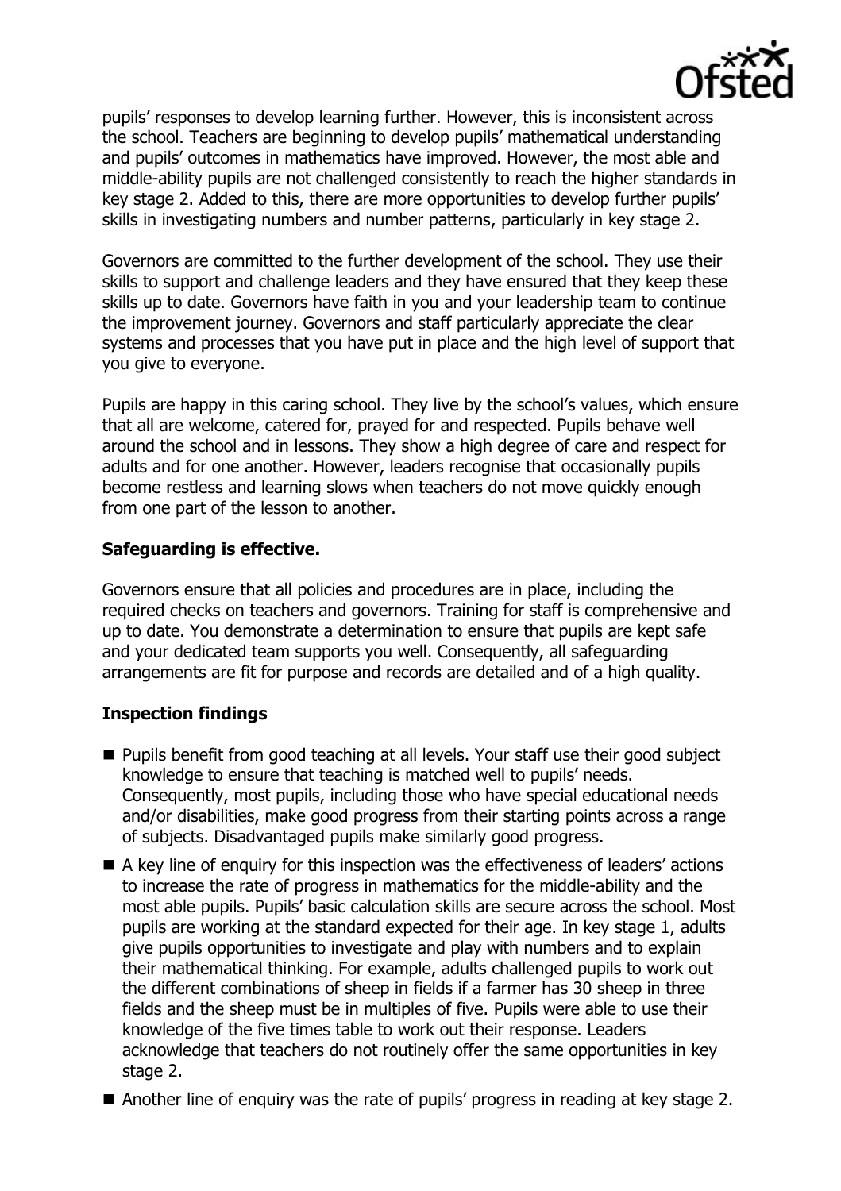pupils' responses to develop learning further. However, this is inconsistent across the school. Teachers are beginning to develop pupils' mathematical understanding and pupils' outcomes in mathematics have improved. However, the most able and middle-ability pupils are not challenged consistently to reach the higher standards in key stage 2. Added to this, there are more opportunities to develop further pupils' skills in investigating numbers and number patterns, particularly in key stage 2.

Governors are committed to the further development of the school. They use their skills to support and challenge leaders and they have ensured that they keep these skills up to date. Governors have faith in you and your leadership team to continue the improvement journey. Governors and staff particularly appreciate the clear systems and processes that you have put in place and the high level of support that you give to everyone.

Pupils are happy in this caring school. They live by the school's values, which ensure that all are welcome, catered for, prayed for and respected. Pupils behave well around the school and in lessons. They show a high degree of care and respect for adults and for one another. However, leaders recognise that occasionally pupils become restless and learning slows when teachers do not move quickly enough from one part of the lesson to another.

## Safeguarding is effective.

Governors ensure that all policies and procedures are in place, including the required checks on teachers and governors. Training for staff is comprehensive and up to date. You demonstrate a determination to ensure that pupils are kept safe and your dedicated team supports you well. Consequently, all safeguarding arrangements are fit for purpose and records are detailed and of a high quality.

## Inspection findings

- Pupils benefit from good teaching at all levels. Your staff use their good subject knowledge to ensure that teaching is matched well to pupils' needs. Consequently, most pupils, including those who have special educational needs and/or disabilities, make good progress from their starting points across a range of subjects. Disadvantaged pupils make similarly good progress.
- A key line of enquiry for this inspection was the effectiveness of leaders' actions to increase the rate of progress in mathematics for the middle-ability and the most able pupils. Pupils' basic calculation skills are secure across the school. Most pupils are working at the standard expected for their age. In key stage 1, adults give pupils opportunities to investigate and play with numbers and to explain their mathematical thinking. For example, adults challenged pupils to work out the different combinations of sheep in fields if a farmer has 30 sheep in three fields and the sheep must be in multiples of five. Pupils were able to use their knowledge of the five times table to work out their response. Leaders acknowledge that teachers do not routinely offer the same opportunities in key stage 2.
- Another line of enquiry was the rate of pupils' progress in reading at key stage 2.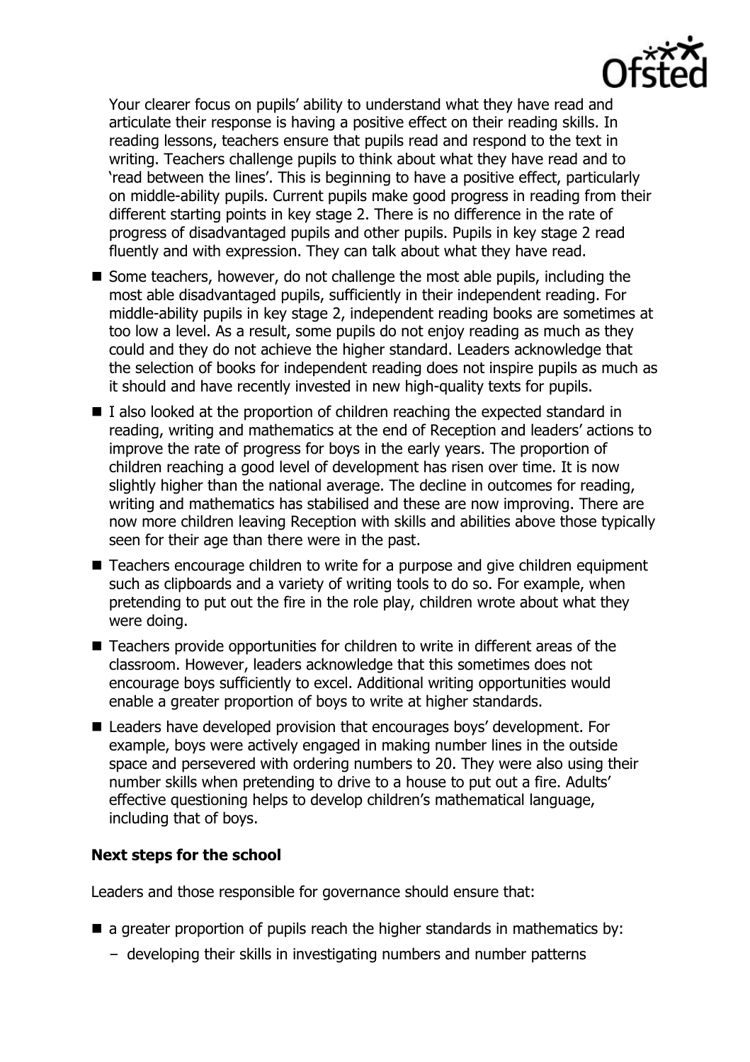Your clearer focus on pupils' ability to understand what they have read and articulate their response is having a positive effect on their reading skills. In reading lessons, teachers ensure that pupils read and respond to the text in writing. Teachers challenge pupils to think about what they have read and to 'read between the lines'. This is beginning to have a positive effect, particularly on middle-ability pupils. Current pupils make good progress in reading from their different starting points in key stage 2. There is no difference in the rate of progress of disadvantaged pupils and other pupils. Pupils in key stage 2 read fluently and with expression. They can talk about what they have read.

- Some teachers, however, do not challenge the most able pupils, including the most able disadvantaged pupils, sufficiently in their independent reading. For middle-ability pupils in key stage 2, independent reading books are sometimes at too low a level. As a result, some pupils do not enjoy reading as much as they could and they do not achieve the higher standard. Leaders acknowledge that the selection of books for independent reading does not inspire pupils as much as it should and have recently invested in new high-quality texts for pupils.
- I also looked at the proportion of children reaching the expected standard in reading, writing and mathematics at the end of Reception and leaders' actions to improve the rate of progress for boys in the early years. The proportion of children reaching a good level of development has risen over time. It is now slightly higher than the national average. The decline in outcomes for reading, writing and mathematics has stabilised and these are now improving. There are now more children leaving Reception with skills and abilities above those typically seen for their age than there were in the past.
- Teachers encourage children to write for a purpose and give children equipment such as clipboards and a variety of writing tools to do so. For example, when pretending to put out the fire in the role play, children wrote about what they were doing.
- Teachers provide opportunities for children to write in different areas of the classroom. However, leaders acknowledge that this sometimes does not encourage boys sufficiently to excel. Additional writing opportunities would enable a greater proportion of boys to write at higher standards.
- Leaders have developed provision that encourages boys' development. For example, boys were actively engaged in making number lines in the outside space and persevered with ordering numbers to 20. They were also using their number skills when pretending to drive to a house to put out a fire. Adults' effective questioning helps to develop children's mathematical language, including that of boys.

**Next steps for the school**

Leaders and those responsible for governance should ensure that:

- a greater proportion of pupils reach the higher standards in mathematics by:
  - developing their skills in investigating numbers and number patterns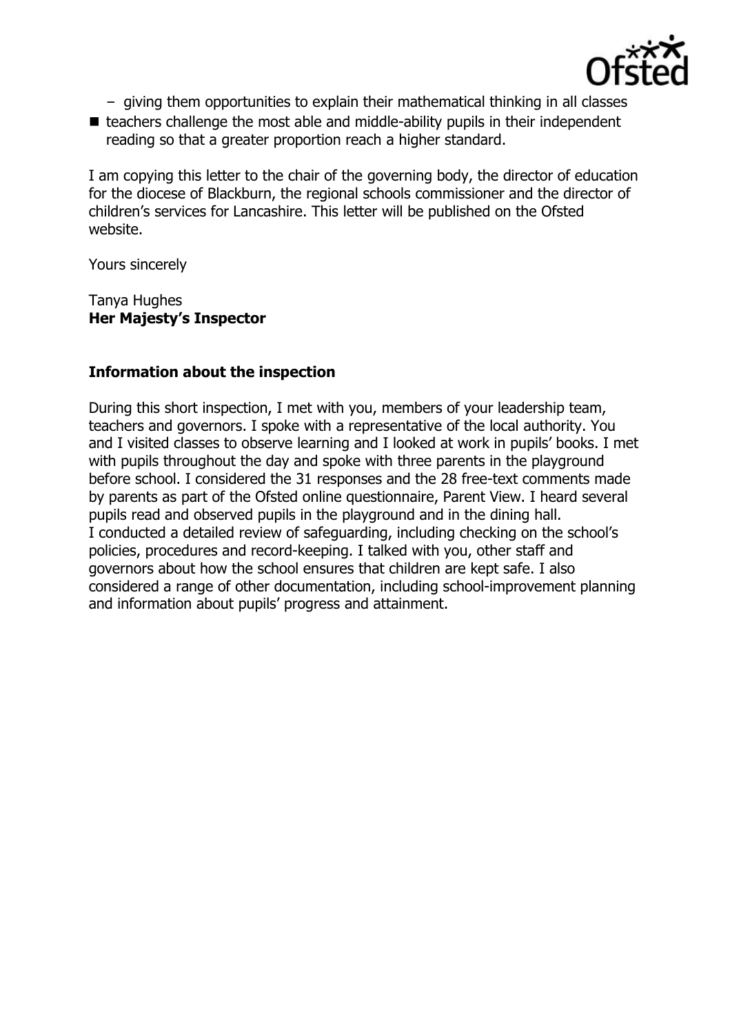- giving them opportunities to explain their mathematical thinking in all classes
- teachers challenge the most able and middle-ability pupils in their independent reading so that a greater proportion reach a higher standard.

I am copying this letter to the chair of the governing body, the director of education for the diocese of Blackburn, the regional schools commissioner and the director of children's services for Lancashire. This letter will be published on the Ofsted website.

Yours sincerely

Tanya Hughes
**Her Majesty's Inspector**

## Information about the inspection

During this short inspection, I met with you, members of your leadership team, teachers and governors. I spoke with a representative of the local authority. You and I visited classes to observe learning and I looked at work in pupils' books. I met with pupils throughout the day and spoke with three parents in the playground before school. I considered the 31 responses and the 28 free-text comments made by parents as part of the Ofsted online questionnaire, Parent View. I heard several pupils read and observed pupils in the playground and in the dining hall. I conducted a detailed review of safeguarding, including checking on the school's policies, procedures and record-keeping. I talked with you, other staff and governors about how the school ensures that children are kept safe. I also considered a range of other documentation, including school-improvement planning and information about pupils' progress and attainment.